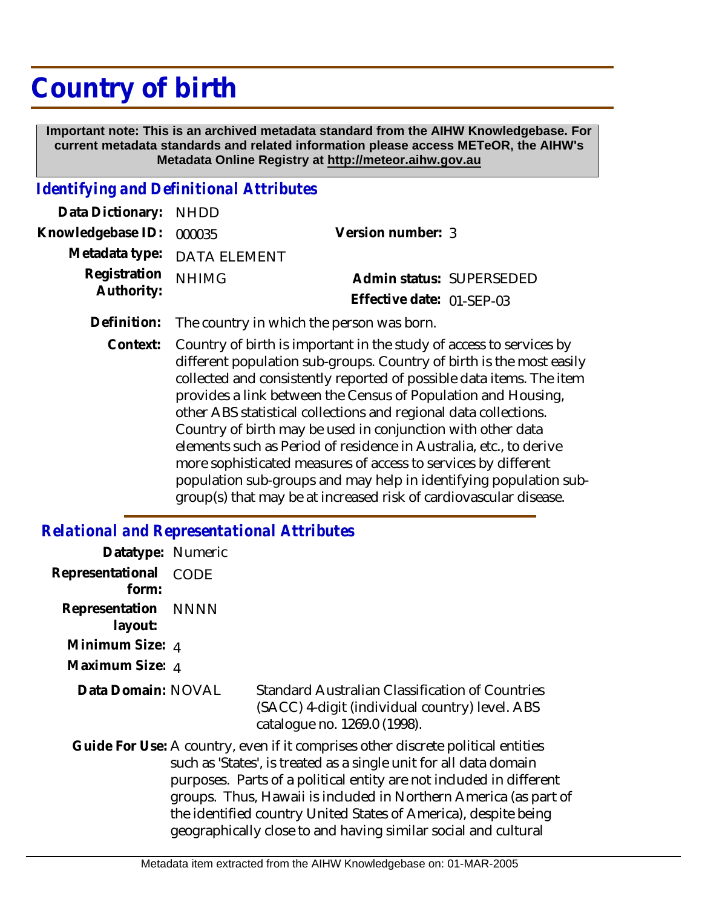# Country of birth

**Important note: This is an archived metadata standard from the AIHW Knowledgebase. For current metadata standards and related information please access METeOR, the AIHW's Metadata Online Registry at http://meteor.aihw.gov.au**

## *Identifying and Definitional Attributes*

**Data Dictionary:** NHDD

**Knowledgebase ID:** 000035

**Version number:** 3

**Metadata type:** DATA ELEMENT

**Registration Authority:** NHIMG

**Admin status:** SUPERSEDED

**Effective date:** 01-SEP-03

**Definition:** The country in which the person was born.

**Context:** Country of birth is important in the study of access to services by different population sub-groups. Country of birth is the most easily collected and consistently reported of possible data items. The item provides a link between the Census of Population and Housing, other ABS statistical collections and regional data collections. Country of birth may be used in conjunction with other data elements such as Period of residence in Australia, etc., to derive more sophisticated measures of access to services by different population sub-groups and may help in identifying population sub-group(s) that may be at increased risk of cardiovascular disease.

## *Relational and Representational Attributes*

**Datatype:** Numeric

**Representational form:** CODE

**Representation layout:** NNNN

**Minimum Size:** 4

**Maximum Size:** 4

**Data Domain:** NOVAL — Standard Australian Classification of Countries (SACC) 4-digit (individual country) level. ABS catalogue no. 1269.0 (1998).

**Guide For Use:** A country, even if it comprises other discrete political entities such as 'States', is treated as a single unit for all data domain purposes. Parts of a political entity are not included in different groups. Thus, Hawaii is included in Northern America (as part of the identified country United States of America), despite being geographically close to and having similar social and cultural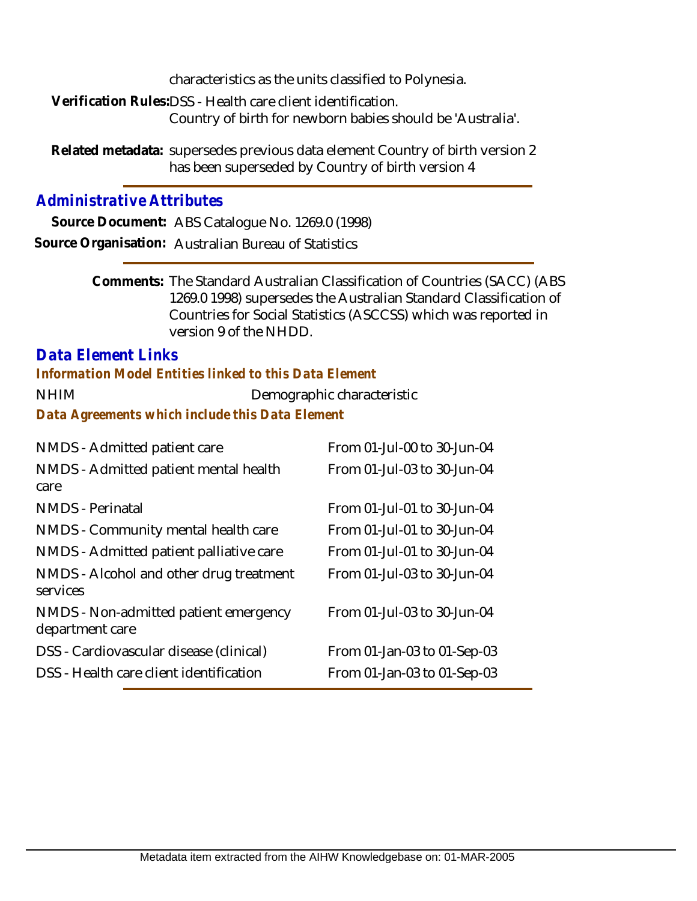characteristics as the units classified to Polynesia.

**Verification Rules:** DSS - Health care client identification.
Country of birth for newborn babies should be 'Australia'.

**Related metadata:** supersedes previous data element Country of birth version 2
has been superseded by Country of birth version 4

## Administrative Attributes

**Source Document:** ABS Catalogue No. 1269.0 (1998)

**Source Organisation:** Australian Bureau of Statistics

**Comments:** The Standard Australian Classification of Countries (SACC) (ABS 1269.0 1998) supersedes the Australian Standard Classification of Countries for Social Statistics (ASCCSS) which was reported in version 9 of the NHDD.

## Data Element Links

### Information Model Entities linked to this Data Element

| | |
|---|---|
| NHIM | Demographic characteristic |

### Data Agreements which include this Data Element

| | |
|---|---|
| NMDS - Admitted patient care | From 01-Jul-00 to 30-Jun-04 |
| NMDS - Admitted patient mental health care | From 01-Jul-03 to 30-Jun-04 |
| NMDS - Perinatal | From 01-Jul-01 to 30-Jun-04 |
| NMDS - Community mental health care | From 01-Jul-01 to 30-Jun-04 |
| NMDS - Admitted patient palliative care | From 01-Jul-01 to 30-Jun-04 |
| NMDS - Alcohol and other drug treatment services | From 01-Jul-03 to 30-Jun-04 |
| NMDS - Non-admitted patient emergency department care | From 01-Jul-03 to 30-Jun-04 |
| DSS - Cardiovascular disease (clinical) | From 01-Jan-03 to 01-Sep-03 |
| DSS - Health care client identification | From 01-Jan-03 to 01-Sep-03 |